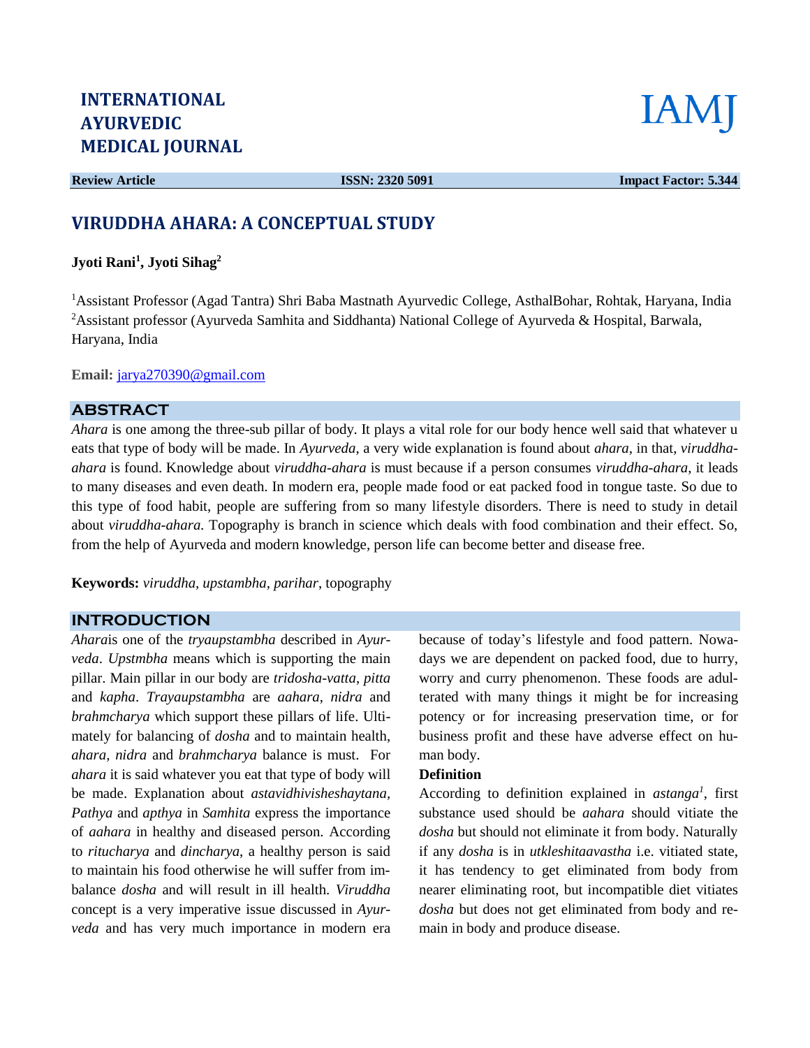# INTERNATIONAL AYURVEDIC MEDICAL JOURNAL

IAMJ

**Review Article** **ISSN: 2320 5091** **Impact Factor: 5.344**

## VIRUDDHA AHARA: A CONCEPTUAL STUDY

**Jyoti Rani[1], Jyoti Sihag[2]**

[1]Assistant Professor (Agad Tantra) Shri Baba Mastnath Ayurvedic College, AsthalBohar, Rohtak, Haryana, India
[2]Assistant professor (Ayurveda Samhita and Siddhanta) National College of Ayurveda & Hospital, Barwala, Haryana, India

**Email:** jarya270390@gmail.com

## ABSTRACT

*Ahara* is one among the three-sub pillar of body. It plays a vital role for our body hence well said that whatever u eats that type of body will be made. In *Ayurveda*, a very wide explanation is found about *ahara*, in that, *viruddha-ahara* is found. Knowledge about *viruddha-ahara* is must because if a person consumes *viruddha-ahara*, it leads to many diseases and even death. In modern era, people made food or eat packed food in tongue taste. So due to this type of food habit, people are suffering from so many lifestyle disorders. There is need to study in detail about *viruddha-ahara.* Topography is branch in science which deals with food combination and their effect. So, from the help of Ayurveda and modern knowledge, person life can become better and disease free.

**Keywords:** *viruddha, upstambha, parihar*, topography

## INTRODUCTION

*Ahara*is one of the *tryaupstambha* described in *Ayurveda*. *Upstmbha* means which is supporting the main pillar. Main pillar in our body are *tridosha-vatta*, *pitta* and *kapha*. *Trayaupstambha* are *aahara*, *nidra* and *brahmcharya* which support these pillars of life. Ultimately for balancing of *dosha* and to maintain health, *ahara*, *nidra* and *brahmcharya* balance is must. For *ahara* it is said whatever you eat that type of body will be made. Explanation about *astavidhivisheshaytana, Pathya* and *apthya* in *Samhita* express the importance of *aahara* in healthy and diseased person. According to *ritucharya* and *dincharya*, a healthy person is said to maintain his food otherwise he will suffer from imbalance *dosha* and will result in ill health. *Viruddha* concept is a very imperative issue discussed in *Ayurveda* and has very much importance in modern era because of today's lifestyle and food pattern. Nowadays we are dependent on packed food, due to hurry, worry and curry phenomenon. These foods are adulterated with many things it might be for increasing potency or for increasing preservation time, or for business profit and these have adverse effect on human body.

**Definition**

According to definition explained in *astanga*[1], first substance used should be *aahara* should vitiate the *dosha* but should not eliminate it from body. Naturally if any *dosha* is in *utkleshitaavastha* i.e. vitiated state, it has tendency to get eliminated from body from nearer eliminating root, but incompatible diet vitiates *dosha* but does not get eliminated from body and remain in body and produce disease.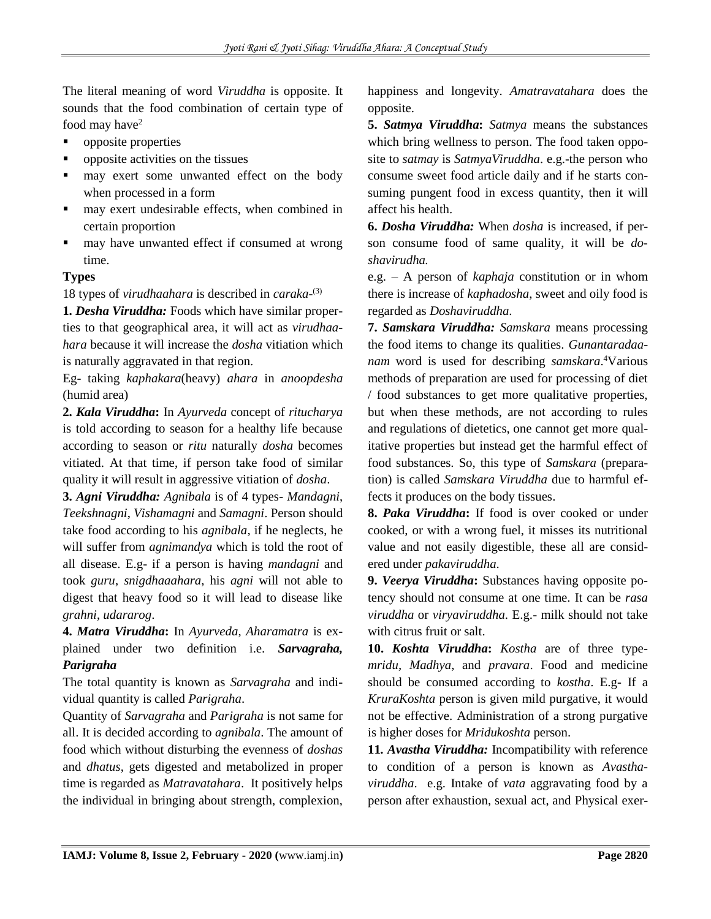The literal meaning of word *Viruddha* is opposite. It sounds that the food combination of certain type of food may have[2]

- opposite properties
- opposite activities on the tissues
- may exert some unwanted effect on the body when processed in a form
- may exert undesirable effects, when combined in certain proportion
- may have unwanted effect if consumed at wrong time.

**Types**

18 types of *virudhaahara* is described in *caraka*-[(3)]

**1. *Desha Viruddha:*** Foods which have similar properties to that geographical area, it will act as *virudhaahara* because it will increase the *dosha* vitiation which is naturally aggravated in that region.

Eg- taking *kaphakara*(heavy) *ahara* in *anoopdesha* (humid area)

**2. *Kala Viruddha*:** In *Ayurveda* concept of *ritucharya* is told according to season for a healthy life because according to season or *ritu* naturally *dosha* becomes vitiated. At that time, if person take food of similar quality it will result in aggressive vitiation of *dosha*.

**3. *Agni Viruddha:*** *Agnibala* is of 4 types- *Mandagni*, *Teekshnagni*, *Vishamagni* and *Samagni*. Person should take food according to his *agnibala*, if he neglects, he will suffer from *agnimandya* which is told the root of all disease. E.g- if a person is having *mandagni* and took *guru*, *snigdhaaahara*, his *agni* will not able to digest that heavy food so it will lead to disease like *grahni*, *udararog*.

**4. *Matra Viruddha*:** In *Ayurveda*, *Aharamatra* is explained under two definition i.e. ***Sarvagraha, Parigraha***

The total quantity is known as *Sarvagraha* and individual quantity is called *Parigraha*.

Quantity of *Sarvagraha* and *Parigraha* is not same for all. It is decided according to *agnibala*. The amount of food which without disturbing the evenness of *doshas* and *dhatus*, gets digested and metabolized in proper time is regarded as *Matravatahara*. It positively helps the individual in bringing about strength, complexion, happiness and longevity. *Amatravatahara* does the opposite.

**5. *Satmya Viruddha*:** *Satmya* means the substances which bring wellness to person. The food taken opposite to *satmay* is *SatmyaViruddha*. e.g.-the person who consume sweet food article daily and if he starts consuming pungent food in excess quantity, then it will affect his health.

**6. *Dosha Viruddha:*** When *dosha* is increased, if person consume food of same quality, it will be *doshavirudha.*

e.g. – A person of *kaphaja* constitution or in whom there is increase of *kaphadosha*, sweet and oily food is regarded as *Doshaviruddha*.

**7. *Samskara Viruddha:*** *Samskara* means processing the food items to change its qualities. *Gunantaradaanam* word is used for describing *samskara*.[4]Various methods of preparation are used for processing of diet / food substances to get more qualitative properties, but when these methods, are not according to rules and regulations of dietetics, one cannot get more qualitative properties but instead get the harmful effect of food substances. So, this type of *Samskara* (preparation) is called *Samskara Viruddha* due to harmful effects it produces on the body tissues.

**8. *Paka Viruddha*:** If food is over cooked or under cooked, or with a wrong fuel, it misses its nutritional value and not easily digestible, these all are considered under *pakaviruddha*.

**9. *Veerya Viruddha*:** Substances having opposite potency should not consume at one time. It can be *rasa viruddha* or *viryaviruddha*. E.g.- milk should not take with citrus fruit or salt.

**10. *Koshta Viruddha*:** *Kostha* are of three type- *mridu, Madhya*, and *pravara*. Food and medicine should be consumed according to *kostha*. E.g- If a *KruraKoshta* person is given mild purgative, it would not be effective. Administration of a strong purgative is higher doses for *Mridukoshta* person.

**11. *Avastha Viruddha:*** Incompatibility with reference to condition of a person is known as *Avasthaviruddha*. e.g. Intake of *vata* aggravating food by a person after exhaustion, sexual act, and Physical exer-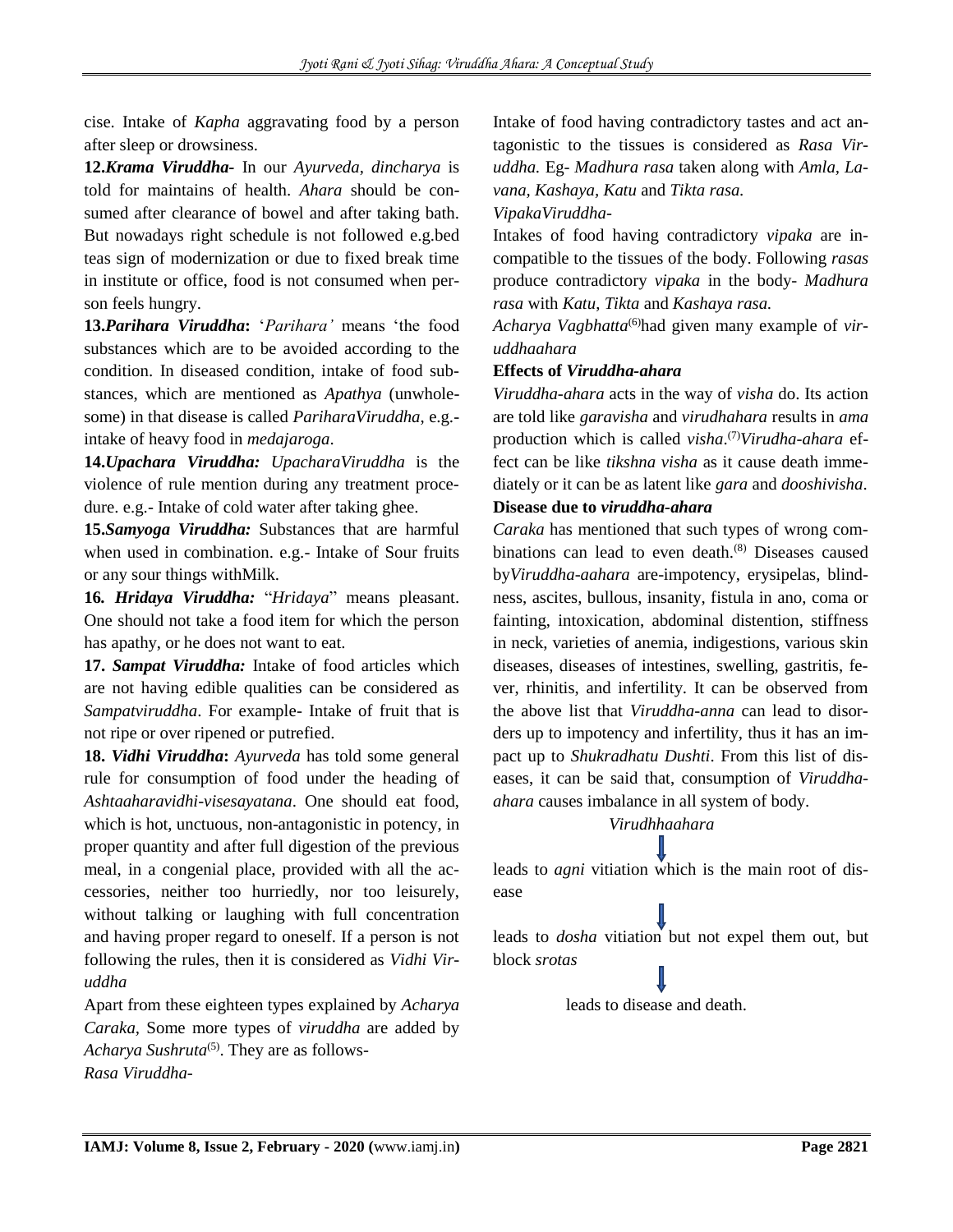cise. Intake of *Kapha* aggravating food by a person after sleep or drowsiness.

**12.*Krama Viruddha-*** In our *Ayurveda*, *dincharya* is told for maintains of health. *Ahara* should be consumed after clearance of bowel and after taking bath. But nowadays right schedule is not followed e.g.bed teas sign of modernization or due to fixed break time in institute or office, food is not consumed when person feels hungry.

**13.*Parihara Viruddha*:** '*Parihara'* means 'the food substances which are to be avoided according to the condition. In diseased condition, intake of food substances, which are mentioned as *Apathya* (unwholesome) in that disease is called *PariharaViruddha*, e.g.- intake of heavy food in *medajaroga*.

**14.*Upachara Viruddha:*** *UpacharaViruddha* is the violence of rule mention during any treatment procedure. e.g.- Intake of cold water after taking ghee.

**15.*Samyoga Viruddha:*** Substances that are harmful when used in combination. e.g.- Intake of Sour fruits or any sour things withMilk.

**16. *Hridaya Viruddha:*** "*Hridaya*" means pleasant. One should not take a food item for which the person has apathy, or he does not want to eat.

**17. *Sampat Viruddha:*** Intake of food articles which are not having edible qualities can be considered as *Sampatviruddha*. For example- Intake of fruit that is not ripe or over ripened or putrefied.

**18. *Vidhi Viruddha*:** *Ayurveda* has told some general rule for consumption of food under the heading of *Ashtaaharavidhi-visesayatana*. One should eat food, which is hot, unctuous, non-antagonistic in potency, in proper quantity and after full digestion of the previous meal, in a congenial place, provided with all the accessories, neither too hurriedly, nor too leisurely, without talking or laughing with full concentration and having proper regard to oneself. If a person is not following the rules, then it is considered as *Vidhi Viruddha*

Apart from these eighteen types explained by *Acharya Caraka*, Some more types of *viruddha* are added by *Acharya Sushruta*[5]. They are as follows-

*Rasa Viruddha-*

Intake of food having contradictory tastes and act antagonistic to the tissues is considered as *Rasa Viruddha.* Eg- *Madhura rasa* taken along with *Amla, Lavana, Kashaya, Katu* and *Tikta rasa.*

*VipakaViruddha-*

Intakes of food having contradictory *vipaka* are incompatible to the tissues of the body. Following *rasas* produce contradictory *vipaka* in the body- *Madhura rasa* with *Katu, Tikta* and *Kashaya rasa.*

*Acharya Vagbhatta*[6]had given many example of *viruddhaahara*

**Effects of *Viruddha-ahara***

*Viruddha-ahara* acts in the way of *visha* do. Its action are told like *garavisha* and *virudhahara* results in *ama* production which is called *visha*.[7]*Virudha-ahara* effect can be like *tikshna visha* as it cause death immediately or it can be as latent like *gara* and *dooshivisha*.

**Disease due to *viruddha-ahara***

*Caraka* has mentioned that such types of wrong combinations can lead to even death.[8] Diseases caused by*Viruddha-aahara* are-impotency, erysipelas, blindness, ascites, bullous, insanity, fistula in ano, coma or fainting, intoxication, abdominal distention, stiffness in neck, varieties of anemia, indigestions, various skin diseases, diseases of intestines, swelling, gastritis, fever, rhinitis, and infertility. It can be observed from the above list that *Viruddha-anna* can lead to disorders up to impotency and infertility, thus it has an impact up to *Shukradhatu Dushti*. From this list of diseases, it can be said that, consumption of *Viruddha-ahara* causes imbalance in all system of body.

*Virudhhaahara*

↓

leads to *agni* vitiation which is the main root of disease

↓

leads to *dosha* vitiation but not expel them out, but block *srotas*

↓

leads to disease and death.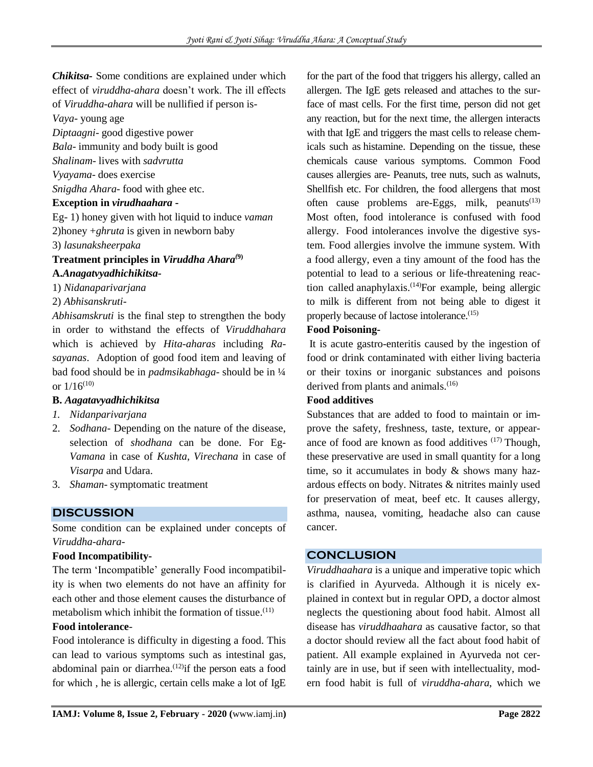***Chikitsa***- Some conditions are explained under which effect of *viruddha-ahara* doesn't work. The ill effects of *Viruddha-ahara* will be nullified if person is-

*Vaya*- young age

*Diptaagni*- good digestive power

*Bala*- immunity and body built is good

*Shalinam*- lives with *sadvrutta*

*Vyayama*- does exercise

*Snigdha Ahara*- food with ghee etc.

**Exception in *virudhaahara* -**

Eg- 1) honey given with hot liquid to induce *vaman*

2)honey +*ghruta* is given in newborn baby

3) *lasunaksheerpaka*

**Treatment principles in *Viruddha Ahara*[9]**

**A.*Anagatvyadhichikitsa*-**

1) *Nidanaparivarjana*

2) *Abhisanskruti*-

*Abhisamskruti* is the final step to strengthen the body in order to withstand the effects of *Viruddhahara* which is achieved by *Hita-aharas* including *Rasayanas*. Adoption of good food item and leaving of bad food should be in *padmsikabhaga*- should be in ¼ or 1/16[10]

**B. *Aagatavyadhichikitsa***

1. *Nidanparivarjana*
2. *Sodhana*- Depending on the nature of the disease, selection of *shodhana* can be done. For Eg- *Vamana* in case of *Kushta*, *Virechana* in case of *Visarpa* and Udara.
3. *Shaman*- symptomatic treatment

## DISCUSSION

Some condition can be explained under concepts of *Viruddha-ahara*-

**Food Incompatibility-**

The term 'Incompatible' generally Food incompatibility is when two elements do not have an affinity for each other and those element causes the disturbance of metabolism which inhibit the formation of tissue.[11]

**Food intolerance**-

Food intolerance is difficulty in digesting a food. This can lead to various symptoms such as intestinal gas, abdominal pain or diarrhea.[12]if the person eats a food for which , he is allergic, certain cells make a lot of IgE for the part of the food that triggers his allergy, called an allergen. The IgE gets released and attaches to the surface of mast cells. For the first time, person did not get any reaction, but for the next time, the allergen interacts with that IgE and triggers the mast cells to release chemicals such as histamine. Depending on the tissue, these chemicals cause various symptoms. Common Food causes allergies are- Peanuts, tree nuts, such as walnuts, Shellfish etc. For children, the food allergens that most often cause problems are-Eggs, milk, peanuts[13] Most often, food intolerance is confused with food allergy. Food intolerances involve the digestive system. Food allergies involve the immune system. With a food allergy, even a tiny amount of the food has the potential to lead to a serious or life-threatening reaction called anaphylaxis.[14]For example, being allergic to milk is different from not being able to digest it properly because of lactose intolerance.[15]

**Food Poisoning-**

It is acute gastro-enteritis caused by the ingestion of food or drink contaminated with either living bacteria or their toxins or inorganic substances and poisons derived from plants and animals.[16]

**Food additives**

Substances that are added to food to maintain or improve the safety, freshness, taste, texture, or appearance of food are known as food additives [17] Though, these preservative are used in small quantity for a long time, so it accumulates in body & shows many hazardous effects on body. Nitrates & nitrites mainly used for preservation of meat, beef etc. It causes allergy, asthma, nausea, vomiting, headache also can cause cancer.

## CONCLUSION

*Viruddhaahara* is a unique and imperative topic which is clarified in Ayurveda. Although it is nicely explained in context but in regular OPD, a doctor almost neglects the questioning about food habit. Almost all disease has *viruddhaahara* as causative factor, so that a doctor should review all the fact about food habit of patient. All example explained in Ayurveda not certainly are in use, but if seen with intellectuality, modern food habit is full of *viruddha-ahara*, which we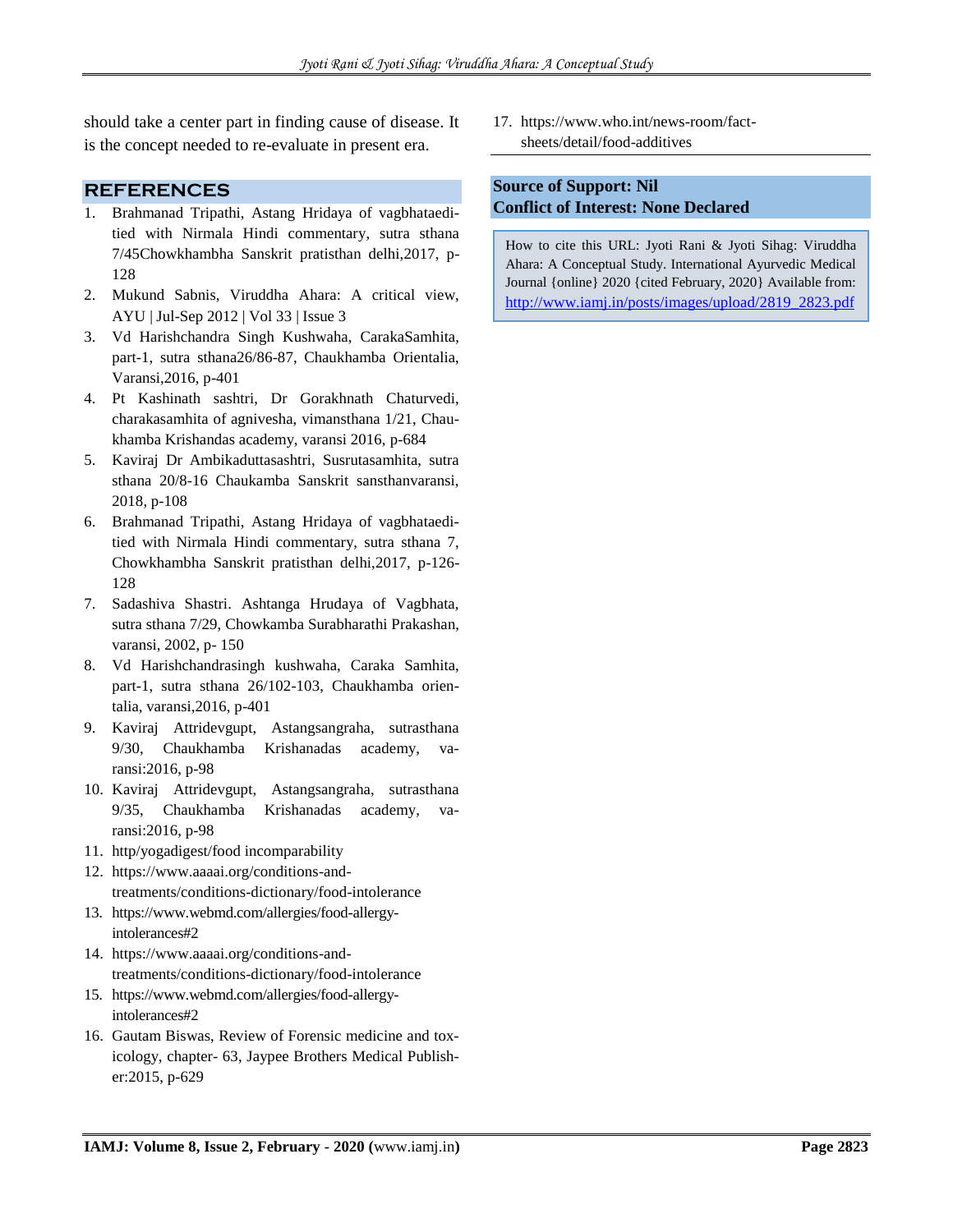should take a center part in finding cause of disease. It is the concept needed to re-evaluate in present era.

## REFERENCES

1. Brahmanad Tripathi, Astang Hridaya of vagbhataedited with Nirmala Hindi commentary, sutra sthana 7/45Chowkhambha Sanskrit pratisthan delhi,2017, p-128
2. Mukund Sabnis, Viruddha Ahara: A critical view, AYU | Jul-Sep 2012 | Vol 33 | Issue 3
3. Vd Harishchandra Singh Kushwaha, CarakaSamhita, part-1, sutra sthana26/86-87, Chaukhamba Orientalia, Varansi,2016, p-401
4. Pt Kashinath sashtri, Dr Gorakhnath Chaturvedi, charakasamhita of agnivesha, vimansthana 1/21, Chaukhamba Krishandas academy, varansi 2016, p-684
5. Kaviraj Dr Ambikaduttasashtri, Susrutasamhita, sutra sthana 20/8-16 Chaukamba Sanskrit sansthanvaransi, 2018, p-108
6. Brahmanad Tripathi, Astang Hridaya of vagbhataedited with Nirmala Hindi commentary, sutra sthana 7, Chowkhambha Sanskrit pratisthan delhi,2017, p-126-128
7. Sadashiva Shastri. Ashtanga Hrudaya of Vagbhata, sutra sthana 7/29, Chowkamba Surabharathi Prakashan, varansi, 2002, p- 150
8. Vd Harishchandrasingh kushwaha, Caraka Samhita, part-1, sutra sthana 26/102-103, Chaukhamba orientalia, varansi,2016, p-401
9. Kaviraj Attridevgupt, Astangsangraha, sutrasthana 9/30, Chaukhamba Krishanadas academy, varansi:2016, p-98
10. Kaviraj Attridevgupt, Astangsangraha, sutrasthana 9/35, Chaukhamba Krishanadas academy, varansi:2016, p-98
11. http/yogadigest/food incomparability
12. https://www.aaaai.org/conditions-and-treatments/conditions-dictionary/food-intolerance
13. https://www.webmd.com/allergies/food-allergy-intolerances#2
14. https://www.aaaai.org/conditions-and-treatments/conditions-dictionary/food-intolerance
15. https://www.webmd.com/allergies/food-allergy-intolerances#2
16. Gautam Biswas, Review of Forensic medicine and toxicology, chapter- 63, Jaypee Brothers Medical Publisher:2015, p-629
17. https://www.who.int/news-room/fact-sheets/detail/food-additives

**Source of Support: Nil**
**Conflict of Interest: None Declared**

How to cite this URL: Jyoti Rani & Jyoti Sihag: Viruddha Ahara: A Conceptual Study. International Ayurvedic Medical Journal {online} 2020 {cited February, 2020} Available from: http://www.iamj.in/posts/images/upload/2819_2823.pdf